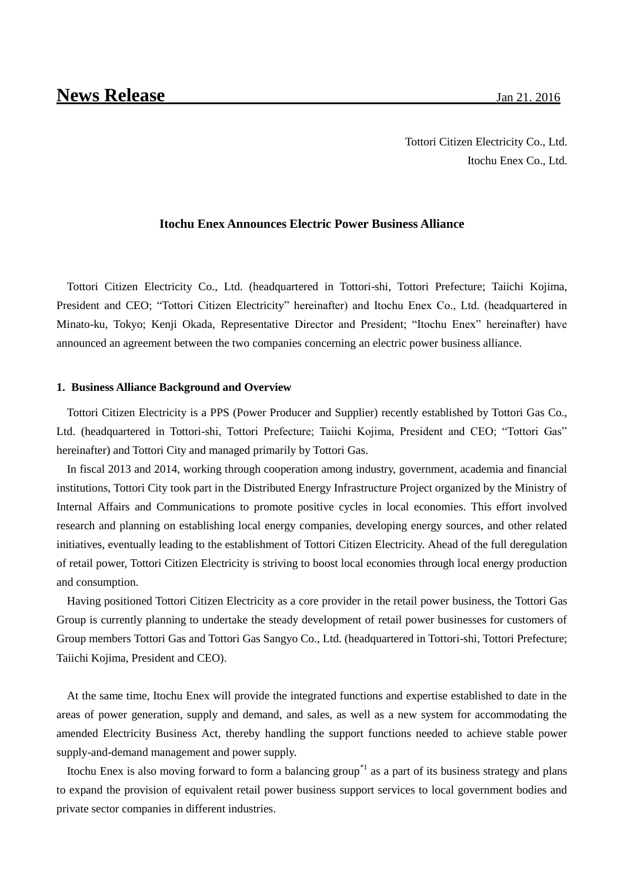# News Release

Jan 21. 2016

Tottori Citizen Electricity Co., Ltd.
Itochu Enex Co., Ltd.

## Itochu Enex Announces Electric Power Business Alliance

Tottori Citizen Electricity Co., Ltd. (headquartered in Tottori-shi, Tottori Prefecture; Taiichi Kojima, President and CEO; “Tottori Citizen Electricity” hereinafter) and Itochu Enex Co., Ltd. (headquartered in Minato-ku, Tokyo; Kenji Okada, Representative Director and President; “Itochu Enex” hereinafter) have announced an agreement between the two companies concerning an electric power business alliance.

### 1. Business Alliance Background and Overview

Tottori Citizen Electricity is a PPS (Power Producer and Supplier) recently established by Tottori Gas Co., Ltd. (headquartered in Tottori-shi, Tottori Prefecture; Taiichi Kojima, President and CEO; “Tottori Gas” hereinafter) and Tottori City and managed primarily by Tottori Gas.

In fiscal 2013 and 2014, working through cooperation among industry, government, academia and financial institutions, Tottori City took part in the Distributed Energy Infrastructure Project organized by the Ministry of Internal Affairs and Communications to promote positive cycles in local economies. This effort involved research and planning on establishing local energy companies, developing energy sources, and other related initiatives, eventually leading to the establishment of Tottori Citizen Electricity. Ahead of the full deregulation of retail power, Tottori Citizen Electricity is striving to boost local economies through local energy production and consumption.

Having positioned Tottori Citizen Electricity as a core provider in the retail power business, the Tottori Gas Group is currently planning to undertake the steady development of retail power businesses for customers of Group members Tottori Gas and Tottori Gas Sangyo Co., Ltd. (headquartered in Tottori-shi, Tottori Prefecture; Taiichi Kojima, President and CEO).

At the same time, Itochu Enex will provide the integrated functions and expertise established to date in the areas of power generation, supply and demand, and sales, as well as a new system for accommodating the amended Electricity Business Act, thereby handling the support functions needed to achieve stable power supply-and-demand management and power supply.

Itochu Enex is also moving forward to form a balancing group[*1] as a part of its business strategy and plans to expand the provision of equivalent retail power business support services to local government bodies and private sector companies in different industries.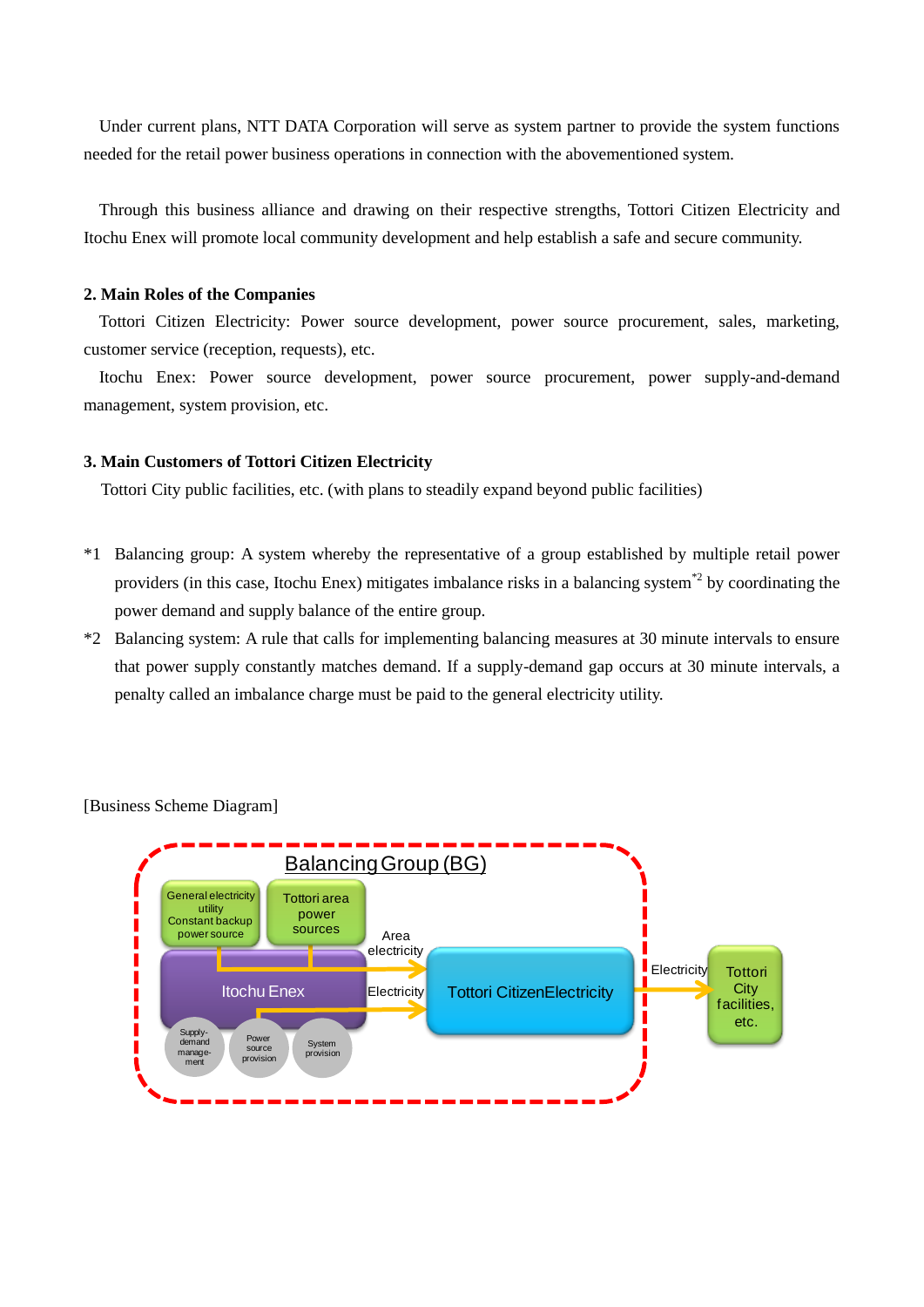Under current plans, NTT DATA Corporation will serve as system partner to provide the system functions needed for the retail power business operations in connection with the abovementioned system.

Through this business alliance and drawing on their respective strengths, Tottori Citizen Electricity and Itochu Enex will promote local community development and help establish a safe and secure community.

**2. Main Roles of the Companies**

Tottori Citizen Electricity: Power source development, power source procurement, sales, marketing, customer service (reception, requests), etc.

Itochu Enex: Power source development, power source procurement, power supply-and-demand management, system provision, etc.

**3. Main Customers of Tottori Citizen Electricity**

Tottori City public facilities, etc. (with plans to steadily expand beyond public facilities)

*1 Balancing group: A system whereby the representative of a group established by multiple retail power providers (in this case, Itochu Enex) mitigates imbalance risks in a balancing system*2 by coordinating the power demand and supply balance of the entire group.

*2 Balancing system: A rule that calls for implementing balancing measures at 30 minute intervals to ensure that power supply constantly matches demand. If a supply-demand gap occurs at 30 minute intervals, a penalty called an imbalance charge must be paid to the general electricity utility.

[Business Scheme Diagram]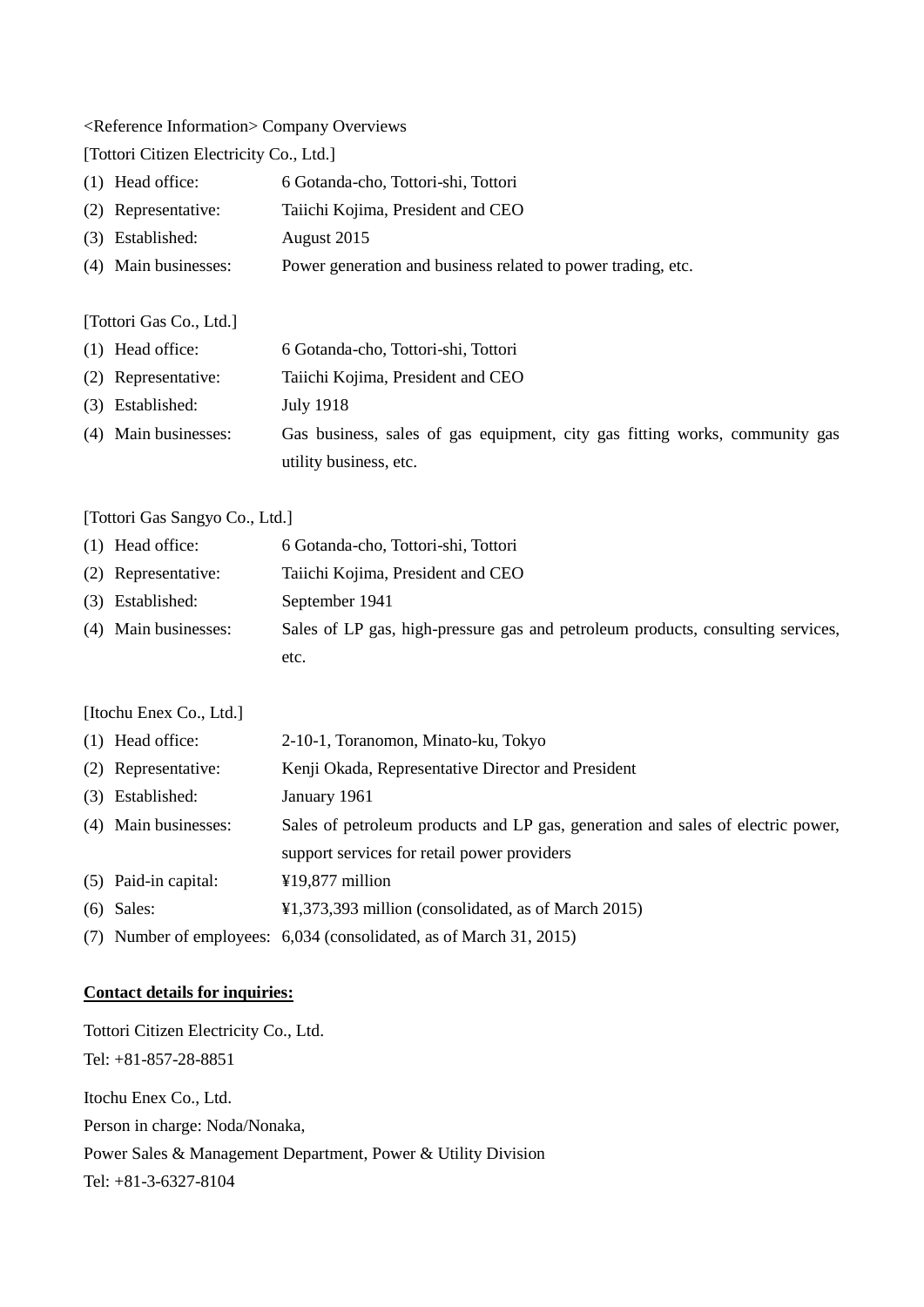<Reference Information> Company Overviews

[Tottori Citizen Electricity Co., Ltd.]

(1) Head office: 6 Gotanda-cho, Tottori-shi, Tottori
(2) Representative: Taiichi Kojima, President and CEO
(3) Established: August 2015
(4) Main businesses: Power generation and business related to power trading, etc.

[Tottori Gas Co., Ltd.]

(1) Head office: 6 Gotanda-cho, Tottori-shi, Tottori
(2) Representative: Taiichi Kojima, President and CEO
(3) Established: July 1918
(4) Main businesses: Gas business, sales of gas equipment, city gas fitting works, community gas utility business, etc.

[Tottori Gas Sangyo Co., Ltd.]

(1) Head office: 6 Gotanda-cho, Tottori-shi, Tottori
(2) Representative: Taiichi Kojima, President and CEO
(3) Established: September 1941
(4) Main businesses: Sales of LP gas, high-pressure gas and petroleum products, consulting services, etc.

[Itochu Enex Co., Ltd.]

(1) Head office: 2-10-1, Toranomon, Minato-ku, Tokyo
(2) Representative: Kenji Okada, Representative Director and President
(3) Established: January 1961
(4) Main businesses: Sales of petroleum products and LP gas, generation and sales of electric power, support services for retail power providers
(5) Paid-in capital: ¥19,877 million
(6) Sales: ¥1,373,393 million (consolidated, as of March 2015)
(7) Number of employees: 6,034 (consolidated, as of March 31, 2015)

<u>**Contact details for inquiries:**</u>

Tottori Citizen Electricity Co., Ltd.
Tel: +81-857-28-8851

Itochu Enex Co., Ltd.
Person in charge: Noda/Nonaka,
Power Sales & Management Department, Power & Utility Division
Tel: +81-3-6327-8104